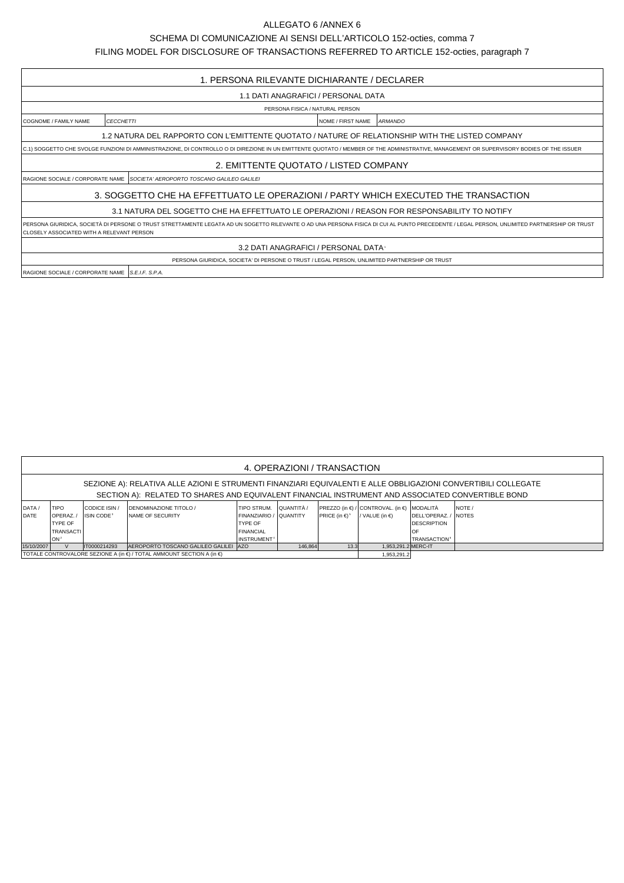# ALLEGATO 6 /ANNEX 6

## SCHEMA DI COMUNICAZIONE AI SENSI DELL'ARTICOLO 152-octies, comma 7

## FILING MODEL FOR DISCLOSURE OF TRANSACTIONS REFERRED TO ARTICLE 152-octies, paragraph 7

### 1. PERSONA RILEVANTE DICHIARANTE / DECLARER

#### 1.1 DATI ANAGRAFICI / PERSONAL DATA

PERSONA FISICA / NATURAL PERSON

| COGNOME / FAMILY NAME | *CECCHETTI* | NOME / FIRST NAME | *ARMANDO* |
|---|---|---|---|

#### 1.2 NATURA DEL RAPPORTO CON L'EMITTENTE QUOTATO / NATURE OF RELATIONSHIP WITH THE LISTED COMPANY

C.1) SOGGETTO CHE SVOLGE FUNZIONI DI AMMINISTRAZIONE, DI CONTROLLO O DI DIREZIONE IN UN EMITTENTE QUOTATO / MEMBER OF THE ADMINISTRATIVE, MANAGEMENT OR SUPERVISORY BODIES OF THE ISSUER

### 2. EMITTENTE QUOTATO / LISTED COMPANY

| RAGIONE SOCIALE / CORPORATE NAME | *SOCIETA' AEROPORTO TOSCANO GALILEO GALILEI* |
|---|---|

### 3. SOGGETTO CHE HA EFFETTUATO LE OPERAZIONI / PARTY WHICH EXECUTED THE TRANSACTION

#### 3.1 NATURA DEL SOGETTO CHE HA EFFETTUATO LE OPERAZIONI / REASON FOR RESPONSABILITY TO NOTIFY

PERSONA GIURIDICA, SOCIETÀ DI PERSONE O TRUST STRETTAMENTE LEGATA AD UN SOGGETTO RILEVANTE O AD UNA PERSONA FISICA DI CUI AL PUNTO PRECEDENTE / LEGAL PERSON, UNLIMITED PARTNERSHIP OR TRUST CLOSELY ASSOCIATED WITH A RELEVANT PERSON

#### 3.2 DATI ANAGRAFICI / PERSONAL DATA[1]

PERSONA GIURIDICA, SOCIETA' DI PERSONE O TRUST / LEGAL PERSON, UNLIMITED PARTNERSHIP OR TRUST

| RAGIONE SOCIALE / CORPORATE NAME | *S.E.I.F. S.P.A.* |
|---|---|

### 4. OPERAZIONI / TRANSACTION

SEZIONE A): RELATIVA ALLE AZIONI E STRUMENTI FINANZIARI EQUIVALENTI E ALLE OBBLIGAZIONI CONVERTIBILI COLLEGATE
SECTION A): RELATED TO SHARES AND EQUIVALENT FINANCIAL INSTRUMENT AND ASSOCIATED CONVERTIBLE BOND

| DATA / DATE | TIPO OPERAZ. / TYPE OF TRANSACTION[2] | CODICE ISIN / ISIN CODE[3] | DENOMINAZIONE TITOLO / NAME OF SECURITY | TIPO STRUM. FINANZIARIO / TYPE OF FINANCIAL INSTRUMENT[4] | QUANTITÀ / QUANTITY | PREZZO (in €) / PRICE (in €)[5] | CONTROVAL. (in €) / VALUE (in €) | MODALITÀ DELL'OPERAZ. / DESCRIPTION OF TRANSACTION[6] | NOTE / NOTES |
|---|---|---|---|---|---|---|---|---|---|
| 15/10/2007 | V | IT0000214293 | AEROPORTO TOSCANO GALILEO GALILEI | AZO | 146,864 | 13.3 | 1,953,291.2 | MERC-IT | |
| TOTALE CONTROVALORE SEZIONE A (in €) / TOTAL AMMOUNT SECTION A (in €) | | | | | | | 1,953,291.2 | | |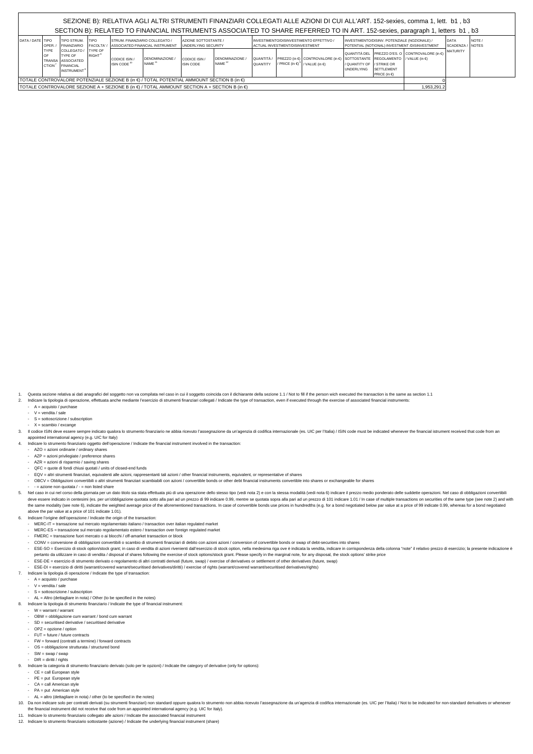# SEZIONE B): RELATIVA AGLI ALTRI STRUMENTI FINANZIARI COLLEGATI ALLE AZIONI DI CUI ALL'ART. 152-sexies, comma 1, lett. b1 , b3

## SECTION B): RELATED TO FINANCIAL INSTRUMENTS ASSOCIATED TO SHARE REFERRED TO IN ART. 152-sexies, paragraph 1, letters b1 , b3

| DATA / DATE | TIPO OPER. / TYPE OF TRANSACTION [7] | TIPO STRUM. FINANZIARIO COLLEGATO / TYPE OF ASSOCIATED FINANCIAL INSTRUMENT [8] | TIPO FACOLTA' / TYPE OF RIGHT [9] | STRUM. FINANZIARIO COLLEGATO / ASSOCIATED FINANCIAL INSTRUMENT | | AZIONE SOTTOSTANTE / UNDERLYING SECURITY | | INVESTIMENTO/DISINVESTIMENTO EFFETTIVO / ACTUAL INVESTMENT/DISINVESTMENT | | | INVESTIMENTO/DISINV. POTENZIALE (NOZIONALE) / POTENTIAL (NOTIONAL) INVESTMENT /DISINVESTMENT | | | DATA SCADENZA / MATURITY | NOTE / NOTES |
|---|---|---|---|---|---|---|---|---|---|---|---|---|---|---|---|
| | | | | CODICE ISIN / ISIN CODE [10] | DENOMINAZIONE / NAME [11] | CODICE ISIN / ISIN CODE | DENOMINAZIONE / NAME [12] | QUANTITÀ / QUANTITY | PREZZO (in €) / PRICE (in €) [5] | CONTROVALORE (in €) / VALUE (in €) | QUANTITÀ DEL SOTTOSTANTE / QUANTITY OF UNDERLYING | PREZZO D'ES. O REGOLAMENTO / STRIKE OR SETTLEMENT PRICE (in €) | CONTROVALORE (in €) / VALUE (in €) | | |
| TOTALE CONTROVALORE POTENZIALE SEZIONE B (in €) / TOTAL POTENTIAL AMMOUNT SECTION B (in €) | | | | | | | | | | | | | 0 | | |
| TOTALE CONTROVALORE SEZIONE A + SEZIONE B (in €) / TOTAL AMMOUNT SECTION A + SECTION B (in €) | | | | | | | | | | | | | 1,953,291.2 | | |

1. Questa sezione relativa ai dati anagrafici del soggetto non va compilata nel caso in cui il soggetto coincida con il dichiarante della sezione 1.1 / Not to fill if the person wich executed the transaction is the same as section 1.1
2. Indicare la tipologia di operazione, effettuata anche mediante l'esercizio di strumenti finanziari collegati / Indicate the type of transaction, even if executed through the exercise of associated financial instruments:
   - A = acquisto / purchase
   - V = vendita / sale
   - S = sottoscrizione / subscription
   - X = scambio / excange
3. Il codice ISIN deve essere sempre indicato qualora lo strumento finanziario ne abbia ricevuto l'assegnazione da un'agenzia di codifica internazionale (es. UIC per l'Italia) / ISIN code must be indicated whenever the financial istrument received that code from an appointed international agency (e.g. UIC for Italy)
4. Indicare lo strumento finanziario oggetto dell'operazione / Indicate the financial instrument involved in the transaction:
   - AZO = azioni ordinarie / ordinary shares
   - AZP = azioni privilegiate / preference shares
   - AZR = azioni di risparmio / saving shares
   - QFC = quote di fondi chiusi quotati / units of closed-end funds
   - EQV = altri strumenti finanziari, equivalenti alle azioni, rappresentanti tali azioni / other financial instruments, equivalent, or representative of shares
   - OBCV = Obbligazioni convertibili o altri strumenti finanziari scambiabili con azioni / convertible bonds or other debt financial instruments convertible into shares or exchangeable for shares
   - - = azione non quotata / - = non listed share
5. Nel caso in cui nel corso della giornata per un dato titolo sia stata effettuata più di una operazione dello stesso tipo (vedi nota 2) e con la stessa modalità (vedi nota 6) indicare il prezzo medio ponderato delle suddette operazioni. Nel caso di obbligazioni convertibili deve essere indicato in centesimi (es. per un'obbligazione quotata sotto alla pari ad un prezzo di 99 indicare 0.99, mentre se quotata sopra alla pari ad un prezzo di 101 indicare 1.01 / In case of multiple transactions on securities of the same type (see note 2) and with the same modality (see note 6), indicate the weighted average price of the aforementioned transactions. In case of convertible bonds use prices in hundredths (e.g. for a bond negotiated below par value at a price of 99 indicate 0.99, whereas for a bond negotiated above the par value at a price of 101 indicate 1.01).
6. Indicare l'origine dell'operazione / Indicate the origin of the transaction:
   - MERC-IT = transazione sul mercato regolamentato italiano / transaction over italian regulated market
   - MERC-ES = transazione sul mercato regolamentato estero / transaction over foreign regulated market
   - FMERC = transazione fuori mercato o ai blocchi / off-amarket transaction or block
   - CONV = conversione di obbligazioni convertibili o scambio di strumenti finanziari di debito con azioni azioni / conversion of convertible bonds or swap of debt-securities into shares
   - ESE-SO = Esercizio di stock option/stock grant; in caso di vendita di azioni rivenienti dall'esercizio di stock option, nella medesima riga ove è indicata la vendita, indicare in corrispondenza della colonna "note" il relativo prezzo di esercizio; la presente indicazione è pertanto da utilizzare in caso di vendita / disposal of shares following the exercise of stock options/stock grant. Please specify in the marginal note, for any disposal, the stock options' strike price
   - ESE-DE = esercizio di strumento derivato o regolamento di altri contratti derivati (future, swap) / exercise of derivatives or settlement of other derivatives (future, swap)
   - ESE-DI = esercizio di diritti (warrant/covered warrant/securitised derivatives/diritti) / exercise of rights (warrant/covered warrant/securitised derivatives/rights)
7. Indicare la tipologia di operazione / Indicate the type of transaction:
   - A = acquisto / purchase
   - V = vendita / sale
   - S = sottoscrizione / subscription
   - AL = Altro (dettagliare in nota) / Other (to be specified in the notes)
8. Indicare la tipologia di strumento finanziario / Indicate the type of financial instrument:
   - W = warrant / warrant
   - OBW = obbligazione cum warrant / bond cum warrant
   - SD = securitised derivative / securitised derivative
   - OPZ = opzione / option
   - FUT = future / future contracts
   - FW = forward (contratti a termine) / forward contracts
   - OS = obbligazione strutturata / structured bond
   - SW = swap / swap
   - DIR = diritti / rights
9. Indicare la categoria di strumento finanziario derivato (solo per le opzioni) / Indicate the category of derivative (only for options):
   - CE = call European style
   - PE = put European style
   - CA = call American style
   - PA = put American style
   - AL = altro (dettagliare in nota) / other (to be specified in the notes)
10. Da non indicare solo per contratti derivati (su strumenti finanziari) non standard oppure qualora lo strumento non abbia ricevuto l'assegnazione da un'agenzia di codifica internazionale (es. UIC per l'Italia) / Not to be indicated for non-standard derivatives or whenever the financial instrument did not receive that code from an appointed international agency (e.g. UIC for Italy).
11. Indicare lo strumento finanziario collegato alle azioni / Indicate the associated financial instrument
12. Indicare lo strumento finanziario sottostante (azione) / Indicate the underlying financial instrument (share)